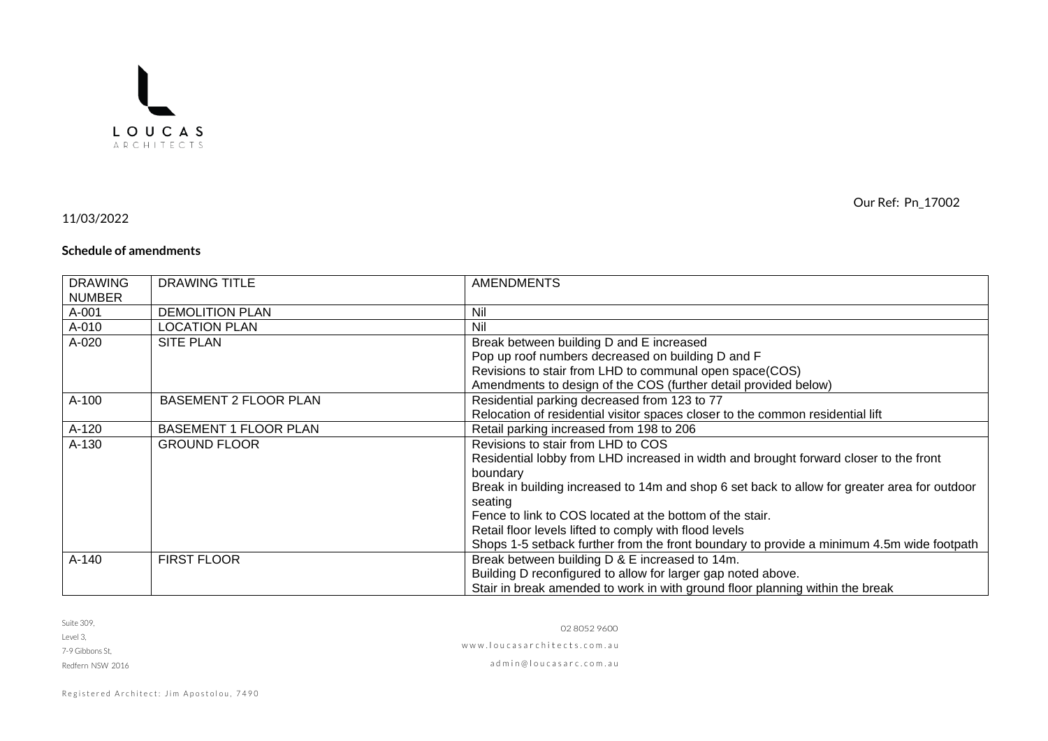LOUCAS
ARCHITECTS

Our Ref: Pn_17002

11/03/2022

**Schedule of amendments**

| DRAWING NUMBER | DRAWING TITLE | AMENDMENTS |
|---|---|---|
| A-001 | DEMOLITION PLAN | Nil |
| A-010 | LOCATION PLAN | Nil |
| A-020 | SITE PLAN | Break between building D and E increased<br>Pop up roof numbers decreased on building D and F<br>Revisions to stair from LHD to communal open space(COS)<br>Amendments to design of the COS (further detail provided below) |
| A-100 | BASEMENT 2 FLOOR PLAN | Residential parking decreased from 123 to 77<br>Relocation of residential visitor spaces closer to the common residential lift |
| A-120 | BASEMENT 1 FLOOR PLAN | Retail parking increased from 198 to 206 |
| A-130 | GROUND FLOOR | Revisions to stair from LHD to COS<br>Residential lobby from LHD increased in width and brought forward closer to the front boundary<br>Break in building increased to 14m and shop 6 set back to allow for greater area for outdoor seating<br>Fence to link to COS located at the bottom of the stair.<br>Retail floor levels lifted to comply with flood levels<br>Shops 1-5 setback further from the front boundary to provide a minimum 4.5m wide footpath |
| A-140 | FIRST FLOOR | Break between building D & E increased to 14m.<br>Building D reconfigured to allow for larger gap noted above.<br>Stair in break amended to work in with ground floor planning within the break |

Suite 309,
Level 3,
7-9 Gibbons St,
Redfern NSW 2016

02 8052 9600
www.loucasarchitects.com.au
admin@loucasarc.com.au

Registered Architect: Jim Apostolou, 7490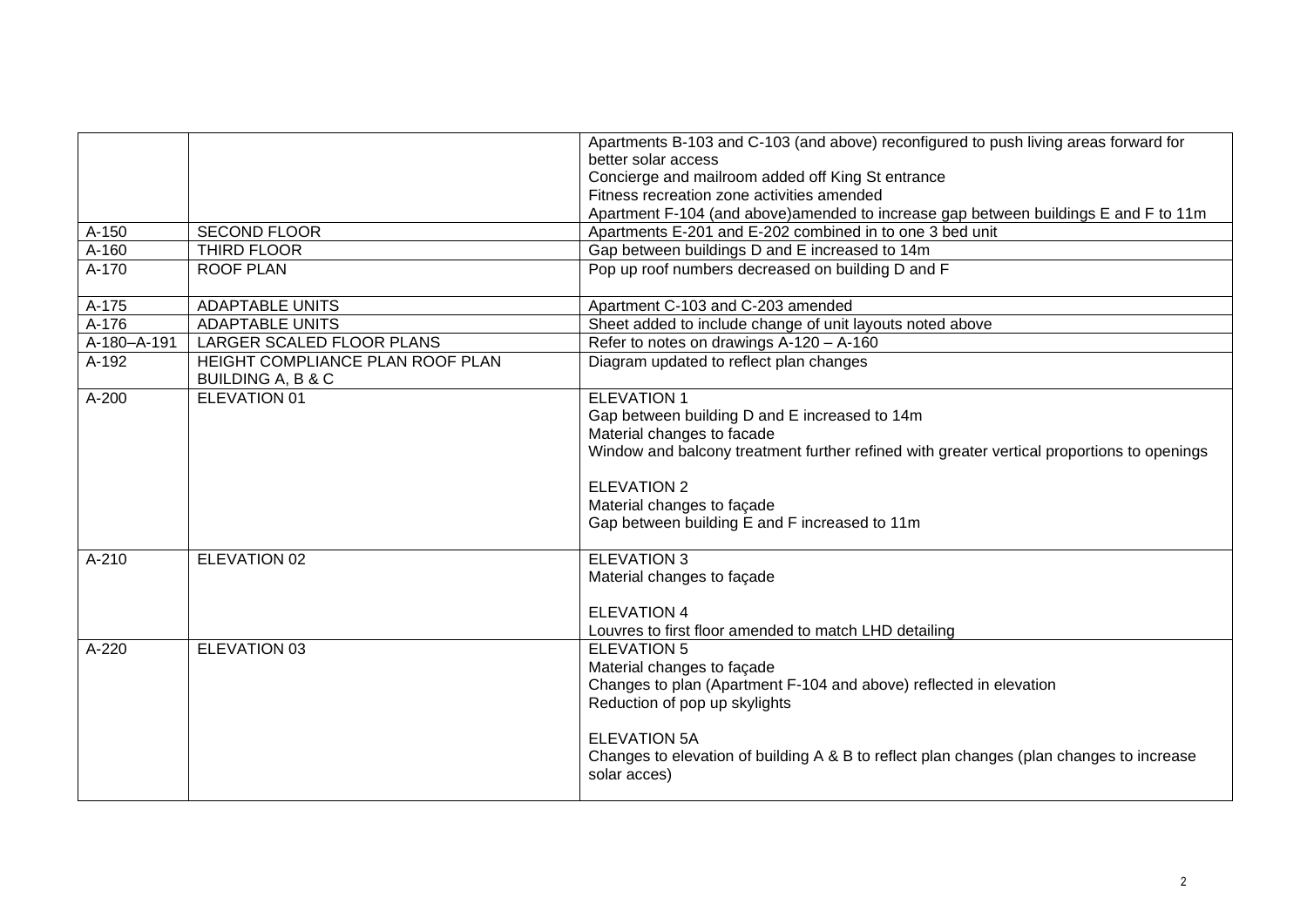| | | |
|---|---|---|
| | | Apartments B-103 and C-103 (and above) reconfigured to push living areas forward for better solar access<br>Concierge and mailroom added off King St entrance<br>Fitness recreation zone activities amended<br>Apartment F-104 (and above)amended to increase gap between buildings E and F to 11m |
| A-150 | SECOND FLOOR | Apartments E-201 and E-202 combined in to one 3 bed unit |
| A-160 | THIRD FLOOR | Gap between buildings D and E increased to 14m |
| A-170 | ROOF PLAN | Pop up roof numbers decreased on building D and F |
| A-175 | ADAPTABLE UNITS | Apartment C-103 and C-203 amended |
| A-176 | ADAPTABLE UNITS | Sheet added to include change of unit layouts noted above |
| A-180–A-191 | LARGER SCALED FLOOR PLANS | Refer to notes on drawings A-120 – A-160 |
| A-192 | HEIGHT COMPLIANCE PLAN ROOF PLAN BUILDING A, B & C | Diagram updated to reflect plan changes |
| A-200 | ELEVATION 01 | ELEVATION 1<br>Gap between building D and E increased to 14m<br>Material changes to facade<br>Window and balcony treatment further refined with greater vertical proportions to openings<br><br>ELEVATION 2<br>Material changes to façade<br>Gap between building E and F increased to 11m |
| A-210 | ELEVATION 02 | ELEVATION 3<br>Material changes to façade<br><br>ELEVATION 4<br>Louvres to first floor amended to match LHD detailing |
| A-220 | ELEVATION 03 | ELEVATION 5<br>Material changes to façade<br>Changes to plan (Apartment F-104 and above) reflected in elevation<br>Reduction of pop up skylights<br><br>ELEVATION 5A<br>Changes to elevation of building A & B to reflect plan changes (plan changes to increase solar acces) |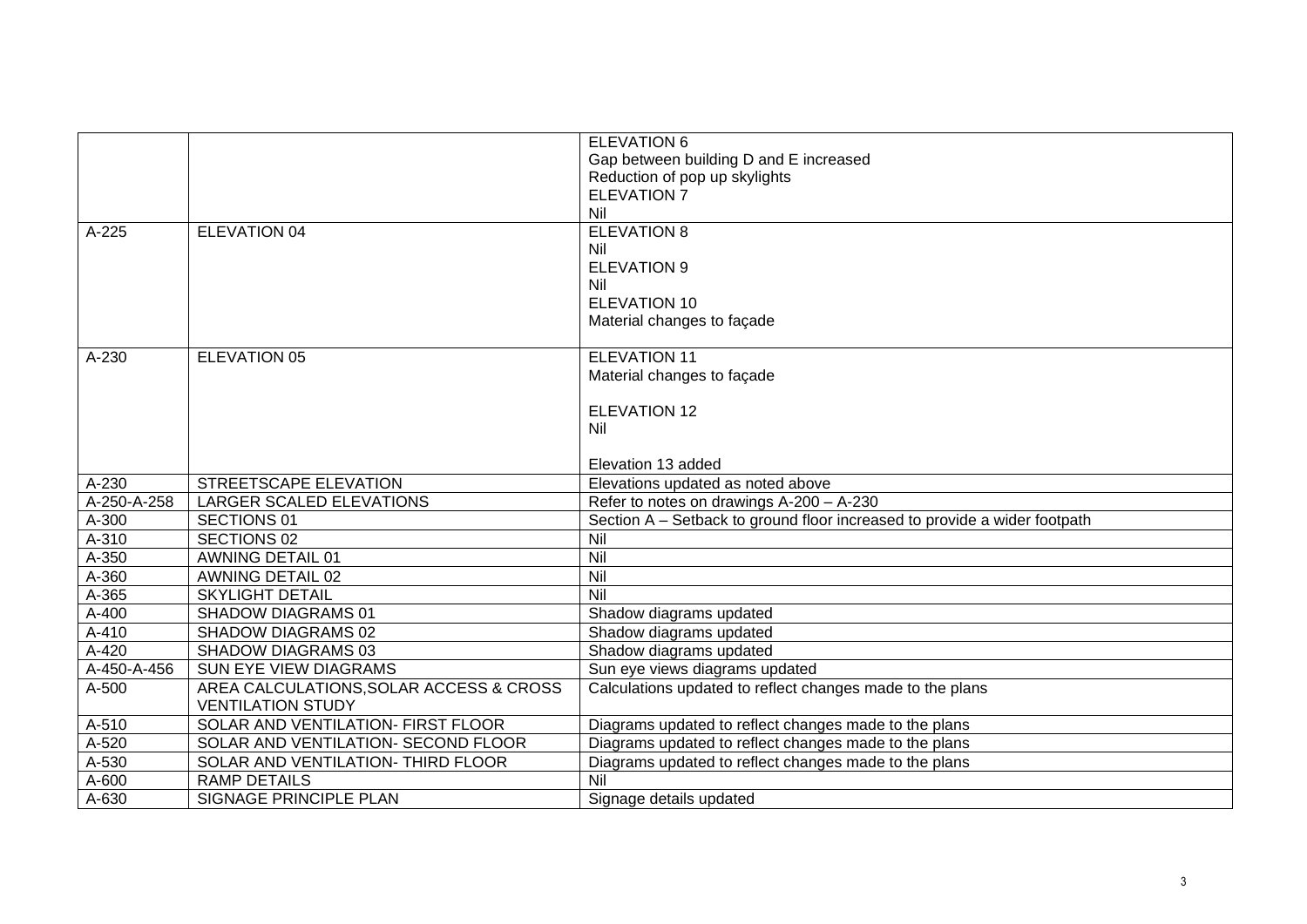| | | |
|---|---|---|
| | | ELEVATION 6<br>Gap between building D and E increased<br>Reduction of pop up skylights<br>ELEVATION 7<br>Nil |
| A-225 | ELEVATION 04 | ELEVATION 8<br>Nil<br>ELEVATION 9<br>Nil<br>ELEVATION 10<br>Material changes to façade |
| A-230 | ELEVATION 05 | ELEVATION 11<br>Material changes to façade<br><br>ELEVATION 12<br>Nil<br><br>Elevation 13 added |
| A-230 | STREETSCAPE ELEVATION | Elevations updated as noted above |
| A-250-A-258 | LARGER SCALED ELEVATIONS | Refer to notes on drawings A-200 – A-230 |
| A-300 | SECTIONS 01 | Section A – Setback to ground floor increased to provide a wider footpath |
| A-310 | SECTIONS 02 | Nil |
| A-350 | AWNING DETAIL 01 | Nil |
| A-360 | AWNING DETAIL 02 | Nil |
| A-365 | SKYLIGHT DETAIL | Nil |
| A-400 | SHADOW DIAGRAMS 01 | Shadow diagrams updated |
| A-410 | SHADOW DIAGRAMS 02 | Shadow diagrams updated |
| A-420 | SHADOW DIAGRAMS 03 | Shadow diagrams updated |
| A-450-A-456 | SUN EYE VIEW DIAGRAMS | Sun eye views diagrams updated |
| A-500 | AREA CALCULATIONS,SOLAR ACCESS & CROSS VENTILATION STUDY | Calculations updated to reflect changes made to the plans |
| A-510 | SOLAR AND VENTILATION- FIRST FLOOR | Diagrams updated to reflect changes made to the plans |
| A-520 | SOLAR AND VENTILATION- SECOND FLOOR | Diagrams updated to reflect changes made to the plans |
| A-530 | SOLAR AND VENTILATION- THIRD FLOOR | Diagrams updated to reflect changes made to the plans |
| A-600 | RAMP DETAILS | Nil |
| A-630 | SIGNAGE PRINCIPLE PLAN | Signage details updated |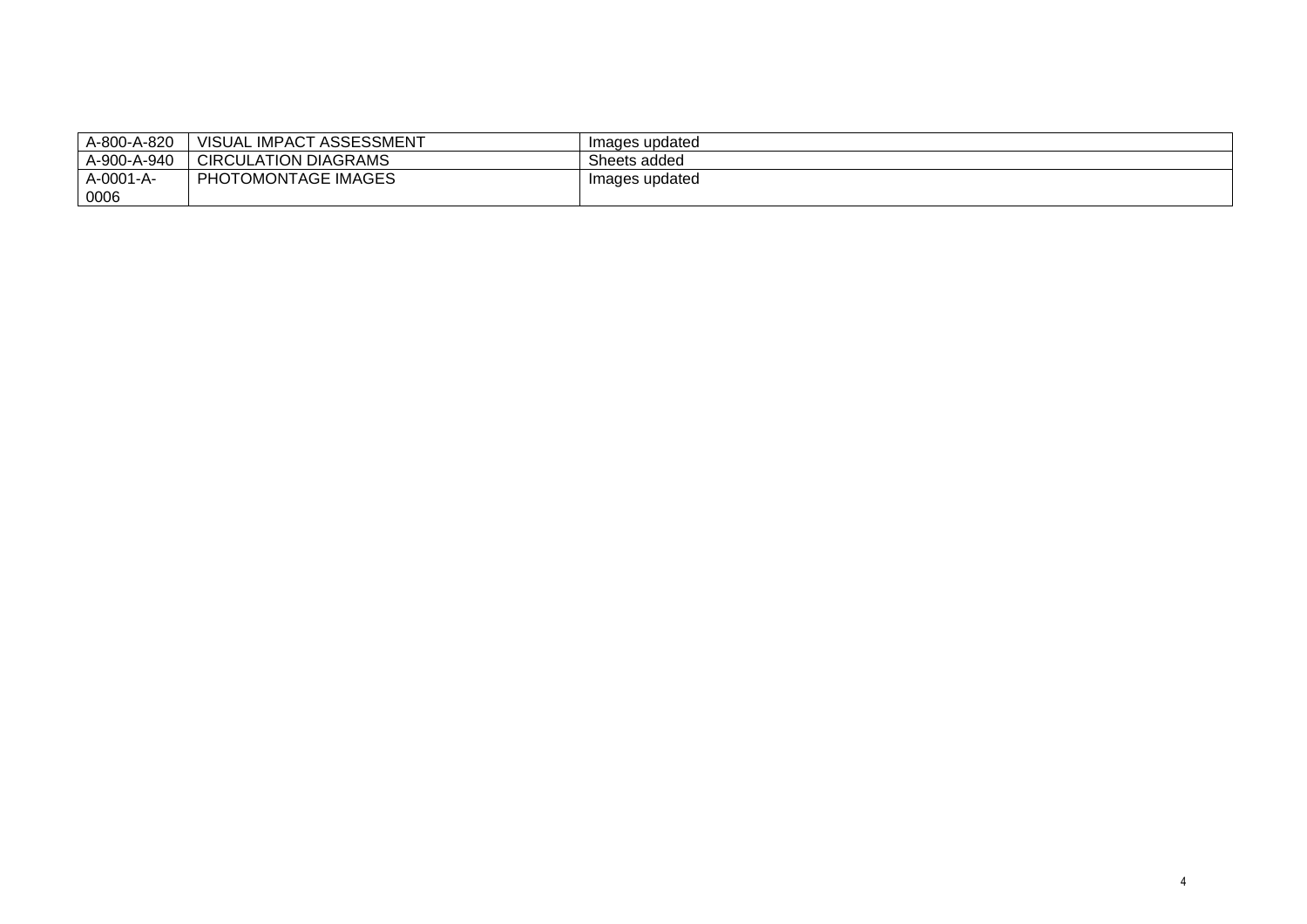| | | |
|---|---|---|
| A-800-A-820 | VISUAL IMPACT ASSESSMENT | Images updated |
| A-900-A-940 | CIRCULATION DIAGRAMS | Sheets added |
| A-0001-A-0006 | PHOTOMONTAGE IMAGES | Images updated |